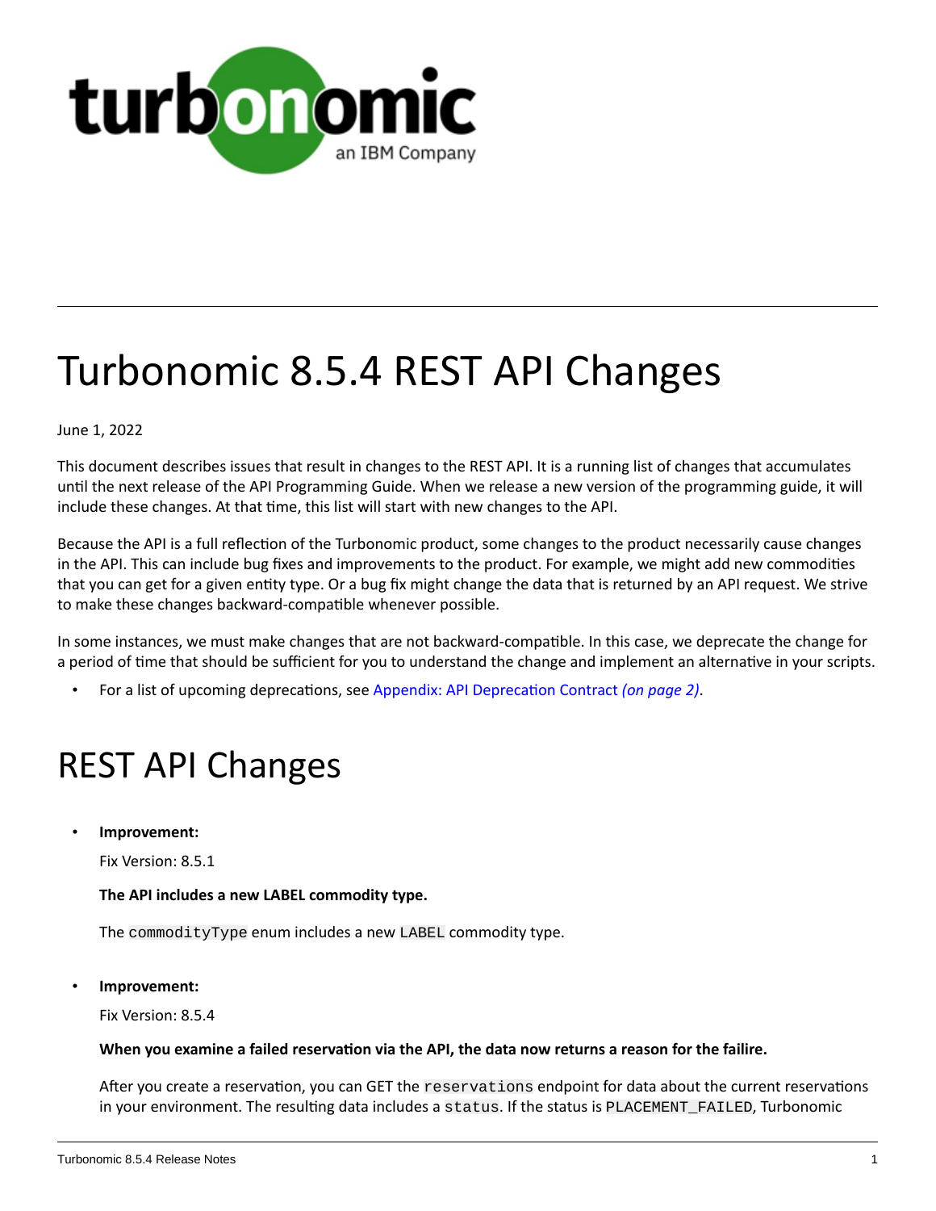# Turbonomic 8.5.4 REST API Changes

June 1, 2022

This document describes issues that result in changes to the REST API. It is a running list of changes that accumulates until the next release of the API Programming Guide. When we release a new version of the programming guide, it will include these changes. At that time, this list will start with new changes to the API.

Because the API is a full reflection of the Turbonomic product, some changes to the product necessarily cause changes in the API. This can include bug fixes and improvements to the product. For example, we might add new commodities that you can get for a given entity type. Or a bug fix might change the data that is returned by an API request. We strive to make these changes backward-compatible whenever possible.

In some instances, we must make changes that are not backward-compatible. In this case, we deprecate the change for a period of time that should be sufficient for you to understand the change and implement an alternative in your scripts.

- For a list of upcoming deprecations, see Appendix: API Deprecation Contract *(on page 2)*.

# REST API Changes

- **Improvement:**

  Fix Version: 8.5.1

  **The API includes a new LABEL commodity type.**

  The `commodityType` enum includes a new `LABEL` commodity type.

- **Improvement:**

  Fix Version: 8.5.4

  **When you examine a failed reservation via the API, the data now returns a reason for the failire.**

  After you create a reservation, you can GET the `reservations` endpoint for data about the current reservations in your environment. The resulting data includes a `status`. If the status is `PLACEMENT_FAILED`, Turbonomic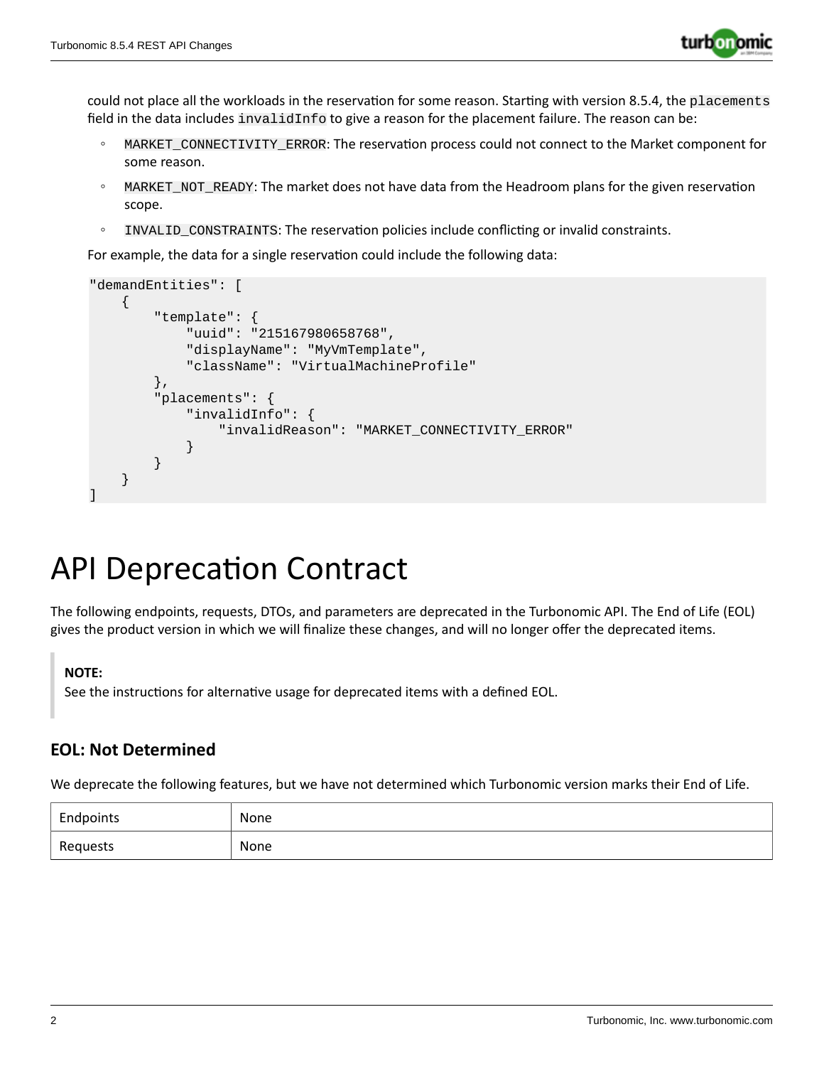could not place all the workloads in the reservation for some reason. Starting with version 8.5.4, the `placements` field in the data includes `invalidInfo` to give a reason for the placement failure. The reason can be:

- `MARKET_CONNECTIVITY_ERROR`: The reservation process could not connect to the Market component for some reason.
- `MARKET_NOT_READY`: The market does not have data from the Headroom plans for the given reservation scope.
- `INVALID_CONSTRAINTS`: The reservation policies include conflicting or invalid constraints.

For example, the data for a single reservation could include the following data:

```
"demandEntities": [
    {
        "template": {
            "uuid": "215167980658768",
            "displayName": "MyVmTemplate",
            "className": "VirtualMachineProfile"
        },
        "placements": {
            "invalidInfo": {
                "invalidReason": "MARKET_CONNECTIVITY_ERROR"
            }
        }
    }
]
```

# API Deprecation Contract

The following endpoints, requests, DTOs, and parameters are deprecated in the Turbonomic API. The End of Life (EOL) gives the product version in which we will finalize these changes, and will no longer offer the deprecated items.

> **NOTE:**
> See the instructions for alternative usage for deprecated items with a defined EOL.

## EOL: Not Determined

We deprecate the following features, but we have not determined which Turbonomic version marks their End of Life.

| | |
|---|---|
| Endpoints | None |
| Requests | None |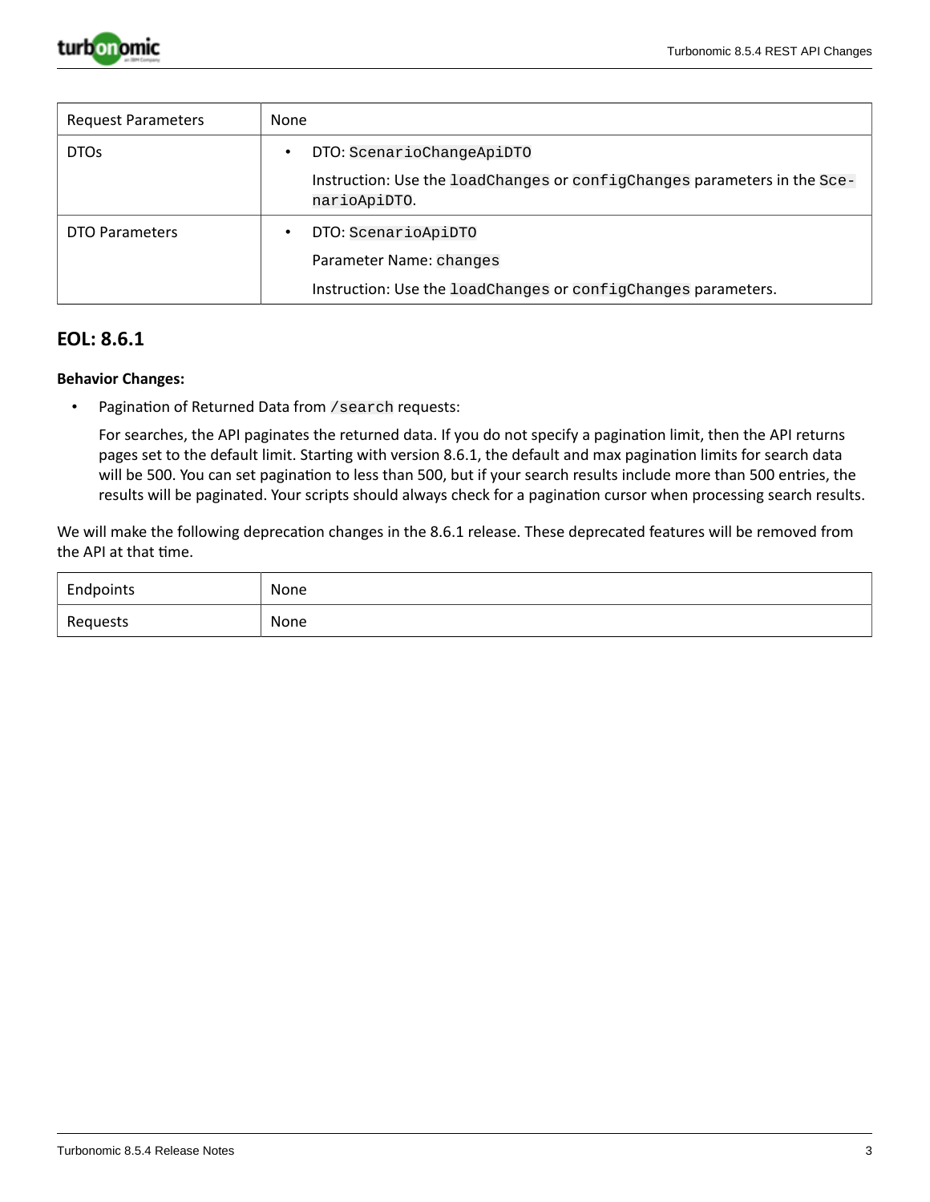| Request Parameters | None |
|---|---|
| DTOs | • DTO: `ScenarioChangeApiDTO`<br><br>Instruction: Use the `loadChanges` or `configChanges` parameters in the `ScenarioApiDTO`. |
| DTO Parameters | • DTO: `ScenarioApiDTO`<br><br>Parameter Name: `changes`<br><br>Instruction: Use the `loadChanges` or `configChanges` parameters. |

## EOL: 8.6.1

**Behavior Changes:**

- Pagination of Returned Data from `/search` requests:

  For searches, the API paginates the returned data. If you do not specify a pagination limit, then the API returns pages set to the default limit. Starting with version 8.6.1, the default and max pagination limits for search data will be 500. You can set pagination to less than 500, but if your search results include more than 500 entries, the results will be paginated. Your scripts should always check for a pagination cursor when processing search results.

We will make the following deprecation changes in the 8.6.1 release. These deprecated features will be removed from the API at that time.

| Endpoints | None |
|---|---|
| Requests | None |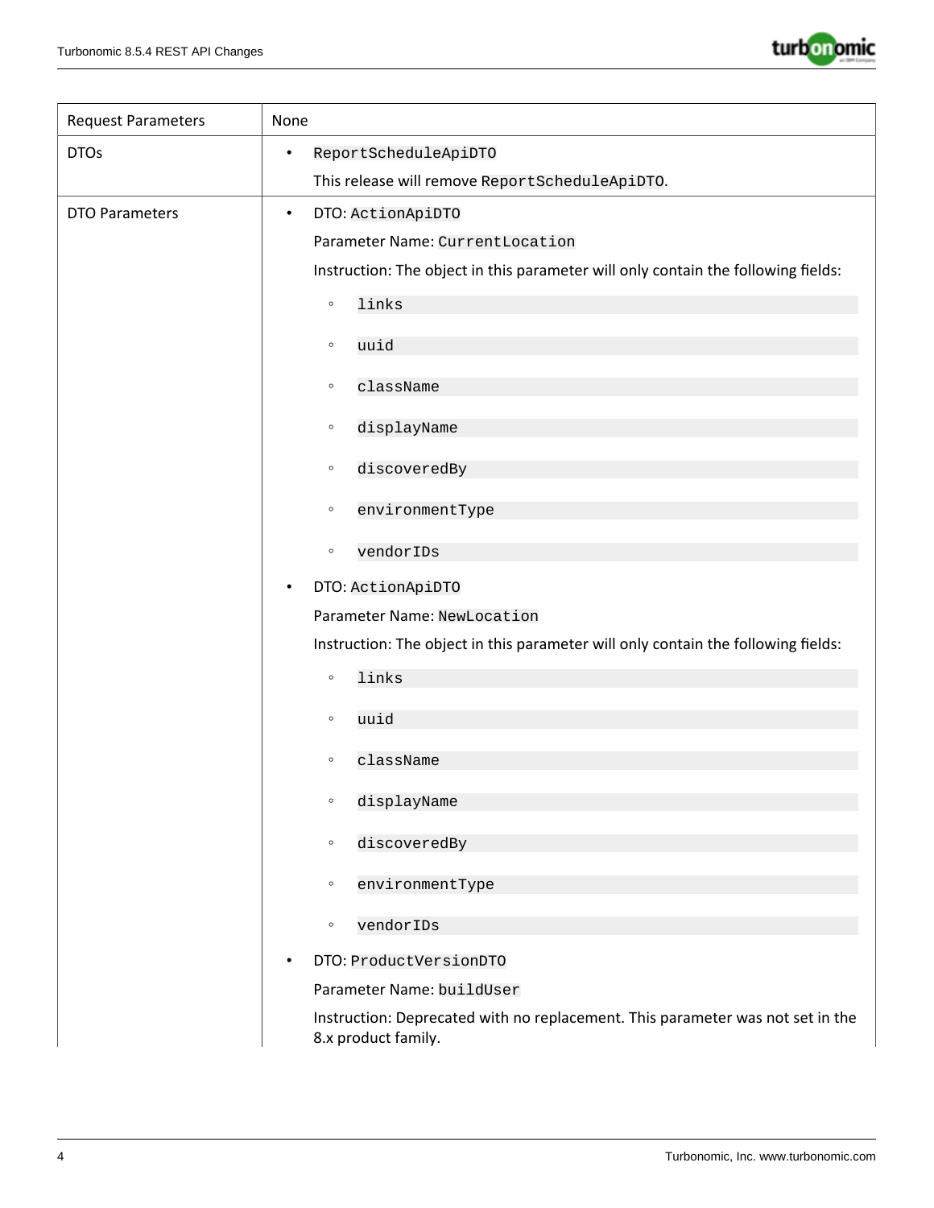| Request Parameters | None |
|---|---|
| DTOs | • `ReportScheduleApiDTO`<br>This release will remove `ReportScheduleApiDTO`. |
| DTO Parameters | • DTO: `ActionApiDTO`<br>Parameter Name: `CurrentLocation`<br>Instruction: The object in this parameter will only contain the following fields:<br>◦ `links`<br>◦ `uuid`<br>◦ `className`<br>◦ `displayName`<br>◦ `discoveredBy`<br>◦ `environmentType`<br>◦ `vendorIDs`<br>• DTO: `ActionApiDTO`<br>Parameter Name: `NewLocation`<br>Instruction: The object in this parameter will only contain the following fields:<br>◦ `links`<br>◦ `uuid`<br>◦ `className`<br>◦ `displayName`<br>◦ `discoveredBy`<br>◦ `environmentType`<br>◦ `vendorIDs`<br>• DTO: `ProductVersionDTO`<br>Parameter Name: `buildUser`<br>Instruction: Deprecated with no replacement. This parameter was not set in the 8.x product family. |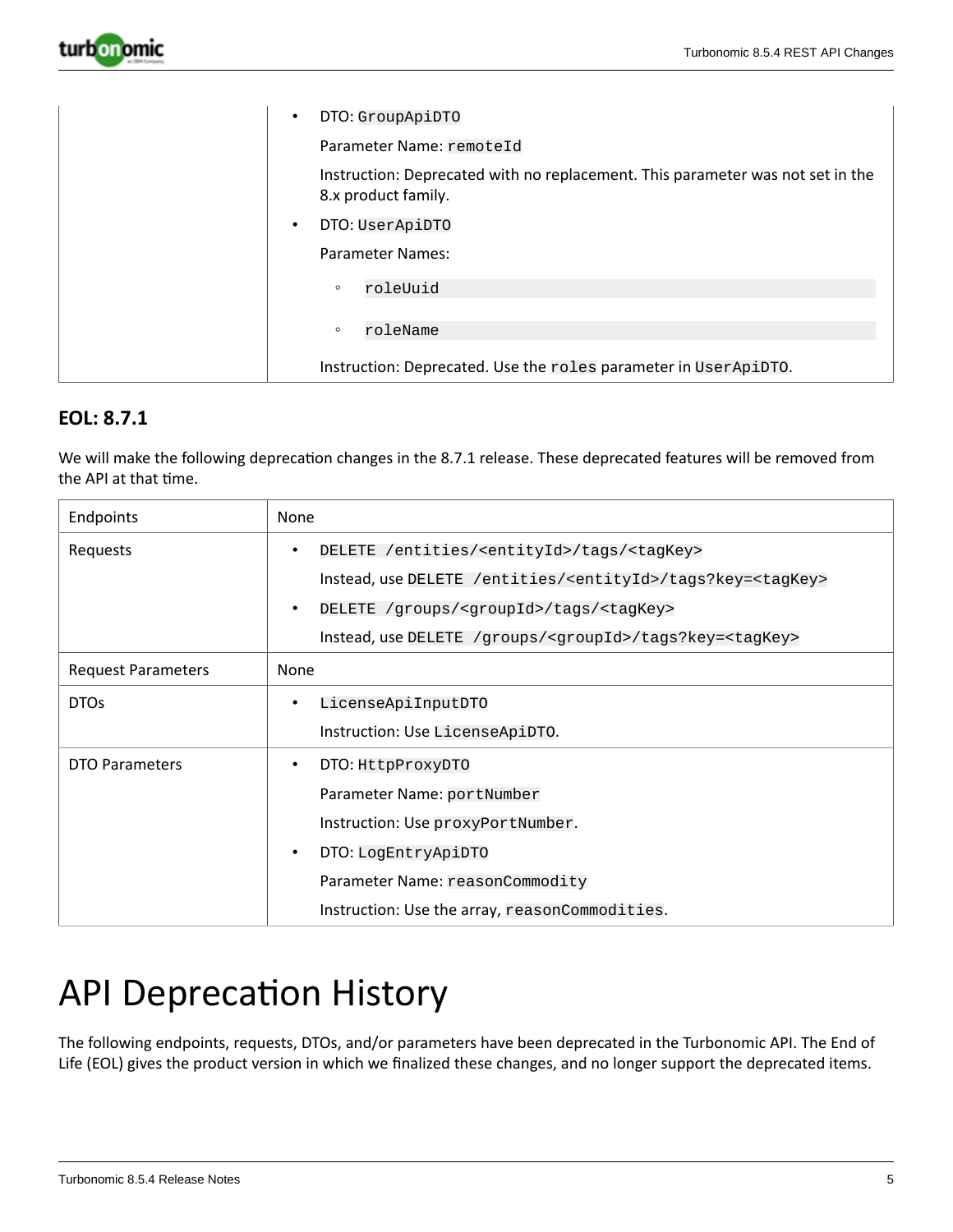| | |
|---|---|
| | • DTO: `GroupApiDTO`<br>Parameter Name: `remoteId`<br>Instruction: Deprecated with no replacement. This parameter was not set in the 8.x product family.<br>• DTO: `UserApiDTO`<br>Parameter Names:<br>◦ `roleUuid`<br>◦ `roleName`<br>Instruction: Deprecated. Use the `roles` parameter in `UserApiDTO`. |

### EOL: 8.7.1

We will make the following deprecation changes in the 8.7.1 release. These deprecated features will be removed from the API at that time.

| | |
|---|---|
| Endpoints | None |
| Requests | • `DELETE /entities/<entityId>/tags/<tagKey>`<br>Instead, use `DELETE /entities/<entityId>/tags?key=<tagKey>`<br>• `DELETE /groups/<groupId>/tags/<tagKey>`<br>Instead, use `DELETE /groups/<groupId>/tags?key=<tagKey>` |
| Request Parameters | None |
| DTOs | • `LicenseApiInputDTO`<br>Instruction: Use `LicenseApiDTO`. |
| DTO Parameters | • DTO: `HttpProxyDTO`<br>Parameter Name: `portNumber`<br>Instruction: Use `proxyPortNumber`.<br>• DTO: `LogEntryApiDTO`<br>Parameter Name: `reasonCommodity`<br>Instruction: Use the array, `reasonCommodities`. |

# API Deprecation History

The following endpoints, requests, DTOs, and/or parameters have been deprecated in the Turbonomic API. The End of Life (EOL) gives the product version in which we finalized these changes, and no longer support the deprecated items.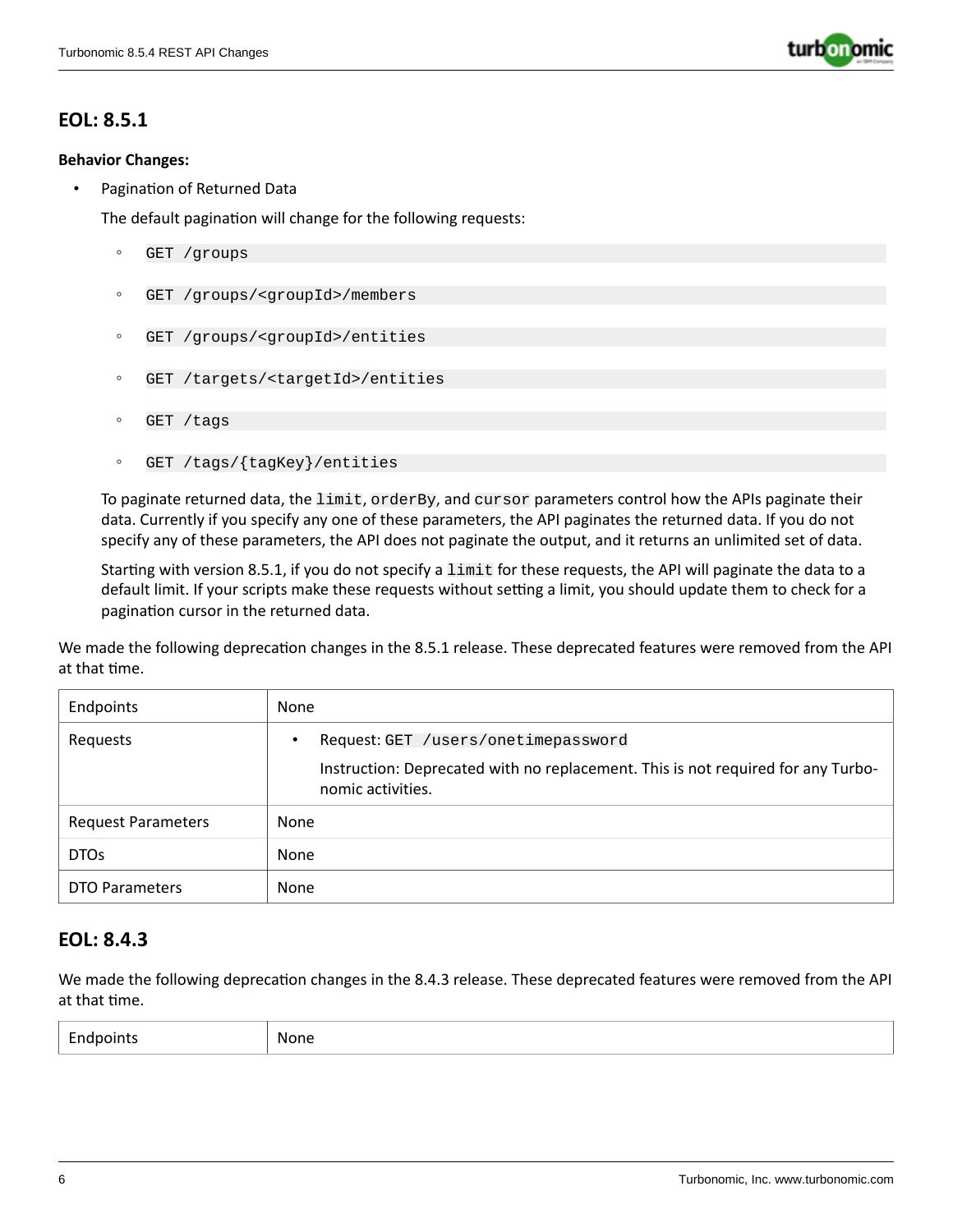## EOL: 8.5.1

**Behavior Changes:**

- Pagination of Returned Data

  The default pagination will change for the following requests:

  - `GET /groups`
  - `GET /groups/<groupId>/members`
  - `GET /groups/<groupId>/entities`
  - `GET /targets/<targetId>/entities`
  - `GET /tags`
  - `GET /tags/{tagKey}/entities`

  To paginate returned data, the `limit`, `orderBy`, and `cursor` parameters control how the APIs paginate their data. Currently if you specify any one of these parameters, the API paginates the returned data. If you do not specify any of these parameters, the API does not paginate the output, and it returns an unlimited set of data.

  Starting with version 8.5.1, if you do not specify a `limit` for these requests, the API will paginate the data to a default limit. If your scripts make these requests without setting a limit, you should update them to check for a pagination cursor in the returned data.

We made the following deprecation changes in the 8.5.1 release. These deprecated features were removed from the API at that time.

| | |
|---|---|
| Endpoints | None |
| Requests | • Request: `GET /users/onetimepassword`<br>Instruction: Deprecated with no replacement. This is not required for any Turbonomic activities. |
| Request Parameters | None |
| DTOs | None |
| DTO Parameters | None |

## EOL: 8.4.3

We made the following deprecation changes in the 8.4.3 release. These deprecated features were removed from the API at that time.

| | |
|---|---|
| Endpoints | None |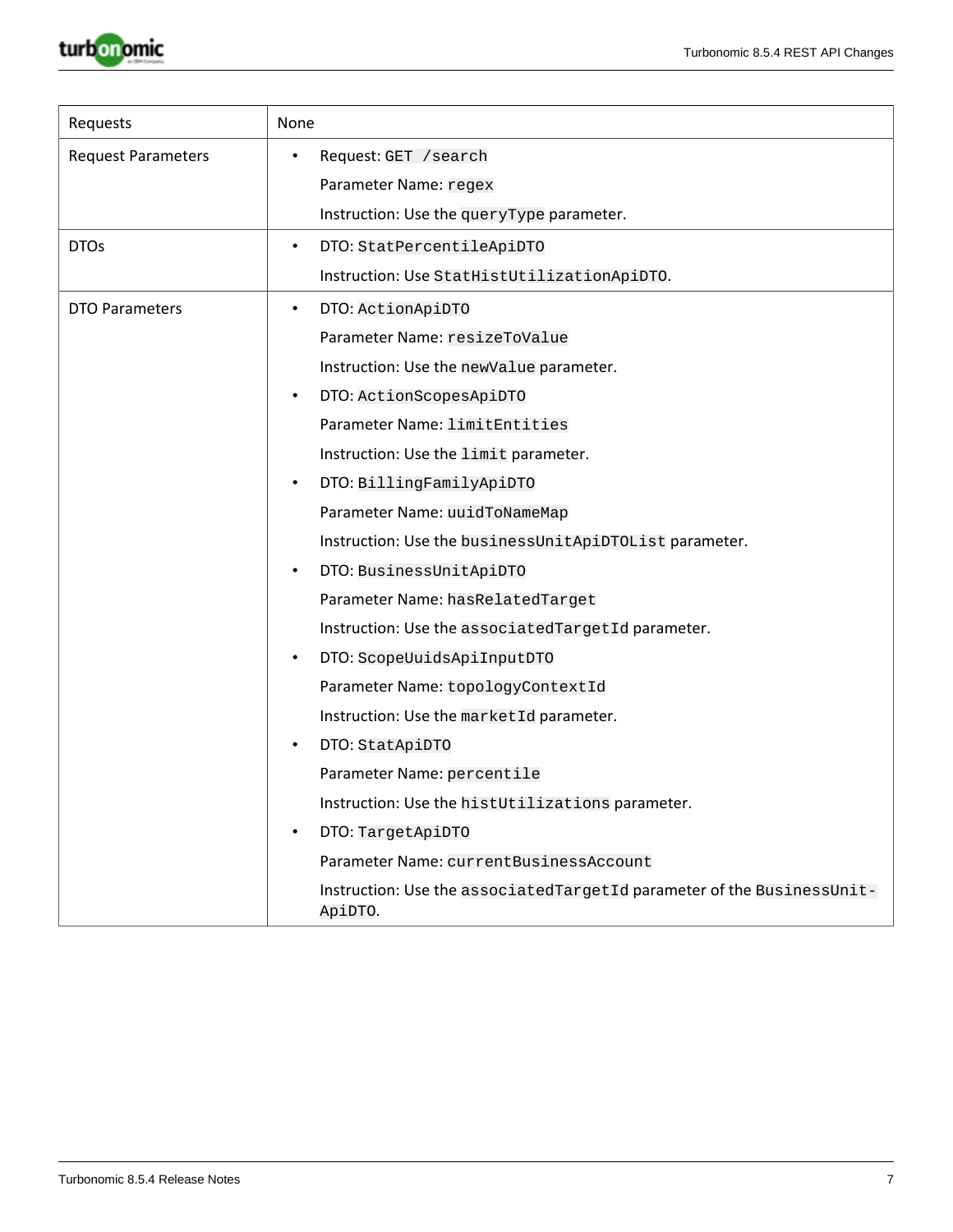| | |
|---|---|
| Requests | None |
| Request Parameters | • Request: `GET /search`<br>Parameter Name: `regex`<br>Instruction: Use the `queryType` parameter. |
| DTOs | • DTO: `StatPercentileApiDTO`<br>Instruction: Use `StatHistUtilizationApiDTO`. |
| DTO Parameters | • DTO: `ActionApiDTO`<br>Parameter Name: `resizeToValue`<br>Instruction: Use the `newValue` parameter.<br>• DTO: `ActionScopesApiDTO`<br>Parameter Name: `limitEntities`<br>Instruction: Use the `limit` parameter.<br>• DTO: `BillingFamilyApiDTO`<br>Parameter Name: `uuidToNameMap`<br>Instruction: Use the `businessUnitApiDTOList` parameter.<br>• DTO: `BusinessUnitApiDTO`<br>Parameter Name: `hasRelatedTarget`<br>Instruction: Use the `associatedTargetId` parameter.<br>• DTO: `ScopeUuidsApiInputDTO`<br>Parameter Name: `topologyContextId`<br>Instruction: Use the `marketId` parameter.<br>• DTO: `StatApiDTO`<br>Parameter Name: `percentile`<br>Instruction: Use the `histUtilizations` parameter.<br>• DTO: `TargetApiDTO`<br>Parameter Name: `currentBusinessAccount`<br>Instruction: Use the `associatedTargetId` parameter of the `BusinessUnitApiDTO`. |